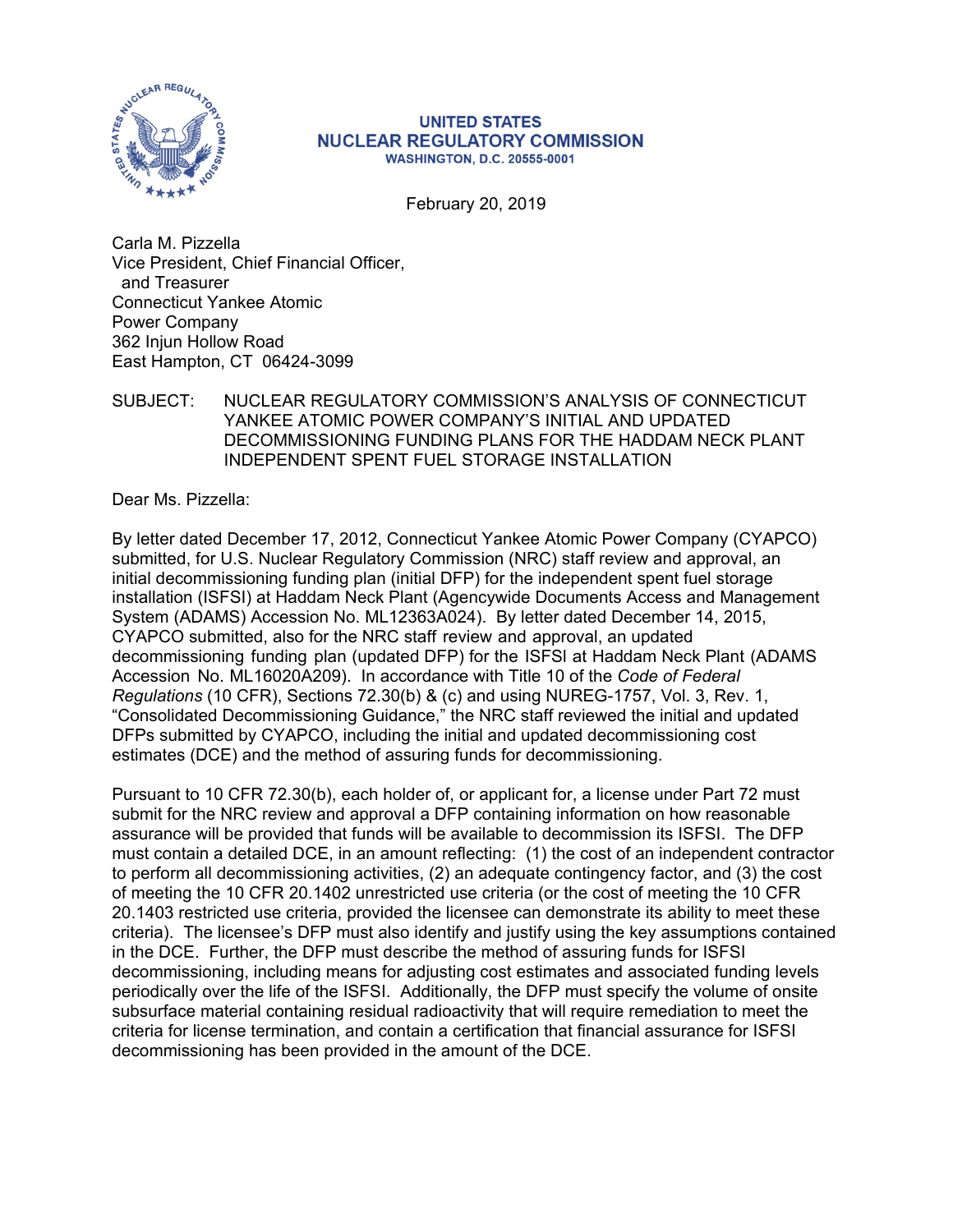**UNITED STATES**
**NUCLEAR REGULATORY COMMISSION**
**WASHINGTON, D.C. 20555-0001**

February 20, 2019

Carla M. Pizzella
Vice President, Chief Financial Officer,
and Treasurer
Connecticut Yankee Atomic
Power Company
362 Injun Hollow Road
East Hampton, CT 06424-3099

SUBJECT: NUCLEAR REGULATORY COMMISSION'S ANALYSIS OF CONNECTICUT YANKEE ATOMIC POWER COMPANY'S INITIAL AND UPDATED DECOMMISSIONING FUNDING PLANS FOR THE HADDAM NECK PLANT INDEPENDENT SPENT FUEL STORAGE INSTALLATION

Dear Ms. Pizzella:

By letter dated December 17, 2012, Connecticut Yankee Atomic Power Company (CYAPCO) submitted, for U.S. Nuclear Regulatory Commission (NRC) staff review and approval, an initial decommissioning funding plan (initial DFP) for the independent spent fuel storage installation (ISFSI) at Haddam Neck Plant (Agencywide Documents Access and Management System (ADAMS) Accession No. ML12363A024). By letter dated December 14, 2015, CYAPCO submitted, also for the NRC staff review and approval, an updated decommissioning funding plan (updated DFP) for the ISFSI at Haddam Neck Plant (ADAMS Accession No. ML16020A209). In accordance with Title 10 of the *Code of Federal Regulations* (10 CFR), Sections 72.30(b) & (c) and using NUREG-1757, Vol. 3, Rev. 1, "Consolidated Decommissioning Guidance," the NRC staff reviewed the initial and updated DFPs submitted by CYAPCO, including the initial and updated decommissioning cost estimates (DCE) and the method of assuring funds for decommissioning.

Pursuant to 10 CFR 72.30(b), each holder of, or applicant for, a license under Part 72 must submit for the NRC review and approval a DFP containing information on how reasonable assurance will be provided that funds will be available to decommission its ISFSI. The DFP must contain a detailed DCE, in an amount reflecting: (1) the cost of an independent contractor to perform all decommissioning activities, (2) an adequate contingency factor, and (3) the cost of meeting the 10 CFR 20.1402 unrestricted use criteria (or the cost of meeting the 10 CFR 20.1403 restricted use criteria, provided the licensee can demonstrate its ability to meet these criteria). The licensee's DFP must also identify and justify using the key assumptions contained in the DCE. Further, the DFP must describe the method of assuring funds for ISFSI decommissioning, including means for adjusting cost estimates and associated funding levels periodically over the life of the ISFSI. Additionally, the DFP must specify the volume of onsite subsurface material containing residual radioactivity that will require remediation to meet the criteria for license termination, and contain a certification that financial assurance for ISFSI decommissioning has been provided in the amount of the DCE.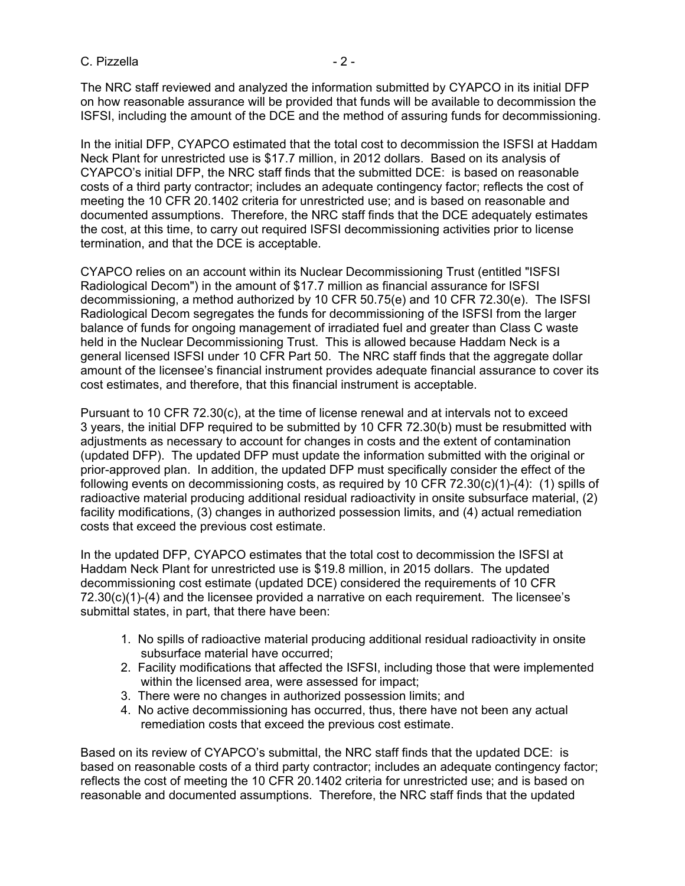The NRC staff reviewed and analyzed the information submitted by CYAPCO in its initial DFP on how reasonable assurance will be provided that funds will be available to decommission the ISFSI, including the amount of the DCE and the method of assuring funds for decommissioning.

In the initial DFP, CYAPCO estimated that the total cost to decommission the ISFSI at Haddam Neck Plant for unrestricted use is $17.7 million, in 2012 dollars. Based on its analysis of CYAPCO's initial DFP, the NRC staff finds that the submitted DCE: is based on reasonable costs of a third party contractor; includes an adequate contingency factor; reflects the cost of meeting the 10 CFR 20.1402 criteria for unrestricted use; and is based on reasonable and documented assumptions. Therefore, the NRC staff finds that the DCE adequately estimates the cost, at this time, to carry out required ISFSI decommissioning activities prior to license termination, and that the DCE is acceptable.

CYAPCO relies on an account within its Nuclear Decommissioning Trust (entitled "ISFSI Radiological Decom") in the amount of $17.7 million as financial assurance for ISFSI decommissioning, a method authorized by 10 CFR 50.75(e) and 10 CFR 72.30(e). The ISFSI Radiological Decom segregates the funds for decommissioning of the ISFSI from the larger balance of funds for ongoing management of irradiated fuel and greater than Class C waste held in the Nuclear Decommissioning Trust. This is allowed because Haddam Neck is a general licensed ISFSI under 10 CFR Part 50. The NRC staff finds that the aggregate dollar amount of the licensee's financial instrument provides adequate financial assurance to cover its cost estimates, and therefore, that this financial instrument is acceptable.

Pursuant to 10 CFR 72.30(c), at the time of license renewal and at intervals not to exceed 3 years, the initial DFP required to be submitted by 10 CFR 72.30(b) must be resubmitted with adjustments as necessary to account for changes in costs and the extent of contamination (updated DFP). The updated DFP must update the information submitted with the original or prior-approved plan. In addition, the updated DFP must specifically consider the effect of the following events on decommissioning costs, as required by 10 CFR 72.30(c)(1)-(4): (1) spills of radioactive material producing additional residual radioactivity in onsite subsurface material, (2) facility modifications, (3) changes in authorized possession limits, and (4) actual remediation costs that exceed the previous cost estimate.

In the updated DFP, CYAPCO estimates that the total cost to decommission the ISFSI at Haddam Neck Plant for unrestricted use is $19.8 million, in 2015 dollars. The updated decommissioning cost estimate (updated DCE) considered the requirements of 10 CFR 72.30(c)(1)-(4) and the licensee provided a narrative on each requirement. The licensee's submittal states, in part, that there have been:

1. No spills of radioactive material producing additional residual radioactivity in onsite subsurface material have occurred;
2. Facility modifications that affected the ISFSI, including those that were implemented within the licensed area, were assessed for impact;
3. There were no changes in authorized possession limits; and
4. No active decommissioning has occurred, thus, there have not been any actual remediation costs that exceed the previous cost estimate.

Based on its review of CYAPCO's submittal, the NRC staff finds that the updated DCE: is based on reasonable costs of a third party contractor; includes an adequate contingency factor; reflects the cost of meeting the 10 CFR 20.1402 criteria for unrestricted use; and is based on reasonable and documented assumptions. Therefore, the NRC staff finds that the updated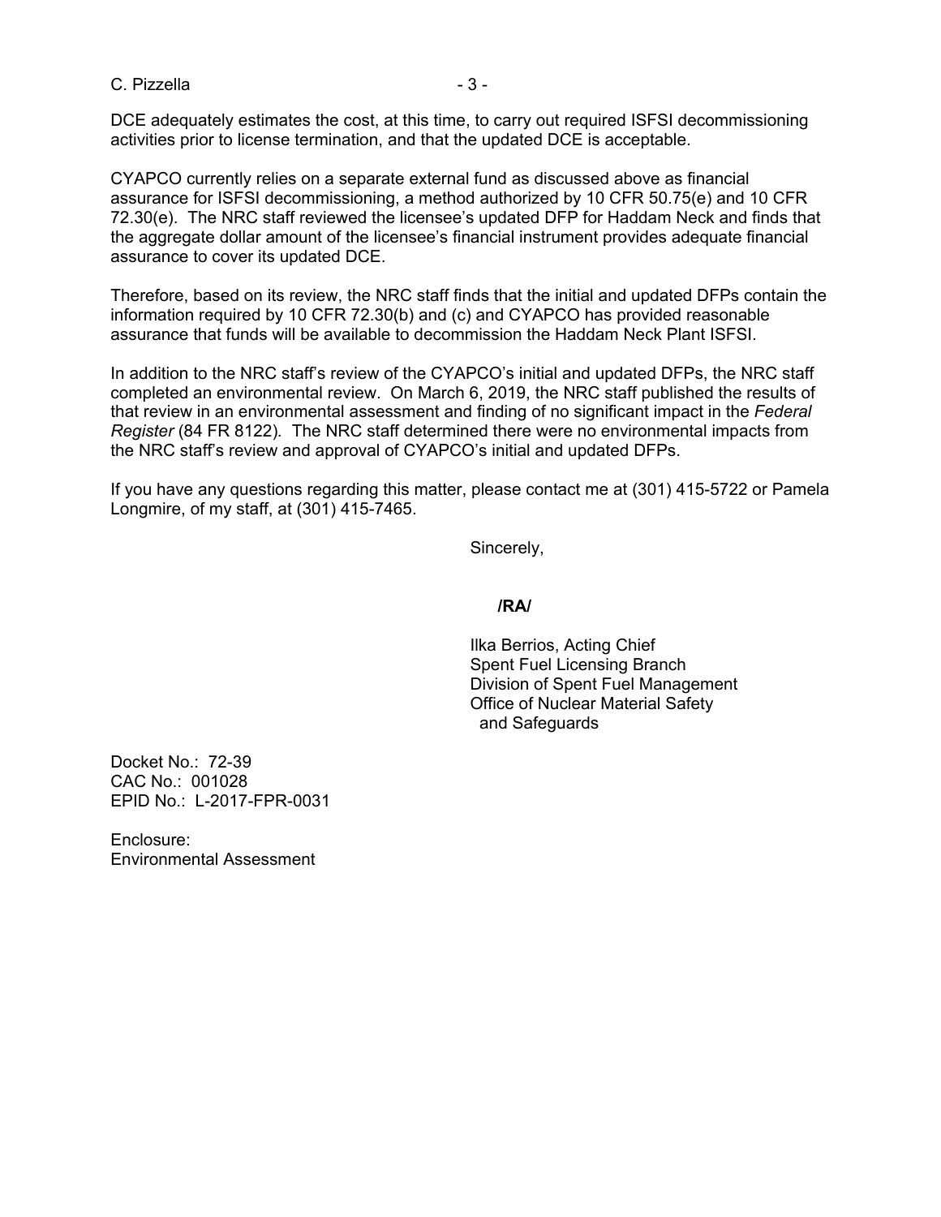DCE adequately estimates the cost, at this time, to carry out required ISFSI decommissioning activities prior to license termination, and that the updated DCE is acceptable.

CYAPCO currently relies on a separate external fund as discussed above as financial assurance for ISFSI decommissioning, a method authorized by 10 CFR 50.75(e) and 10 CFR 72.30(e). The NRC staff reviewed the licensee's updated DFP for Haddam Neck and finds that the aggregate dollar amount of the licensee's financial instrument provides adequate financial assurance to cover its updated DCE.

Therefore, based on its review, the NRC staff finds that the initial and updated DFPs contain the information required by 10 CFR 72.30(b) and (c) and CYAPCO has provided reasonable assurance that funds will be available to decommission the Haddam Neck Plant ISFSI.

In addition to the NRC staff's review of the CYAPCO's initial and updated DFPs, the NRC staff completed an environmental review. On March 6, 2019, the NRC staff published the results of that review in an environmental assessment and finding of no significant impact in the *Federal Register* (84 FR 8122)*.* The NRC staff determined there were no environmental impacts from the NRC staff's review and approval of CYAPCO's initial and updated DFPs.

If you have any questions regarding this matter, please contact me at (301) 415-5722 or Pamela Longmire, of my staff, at (301) 415-7465.

Sincerely,

**/RA/**

Ilka Berrios, Acting Chief
Spent Fuel Licensing Branch
Division of Spent Fuel Management
Office of Nuclear Material Safety
and Safeguards

Docket No.: 72-39
CAC No.: 001028
EPID No.: L-2017-FPR-0031

Enclosure:
Environmental Assessment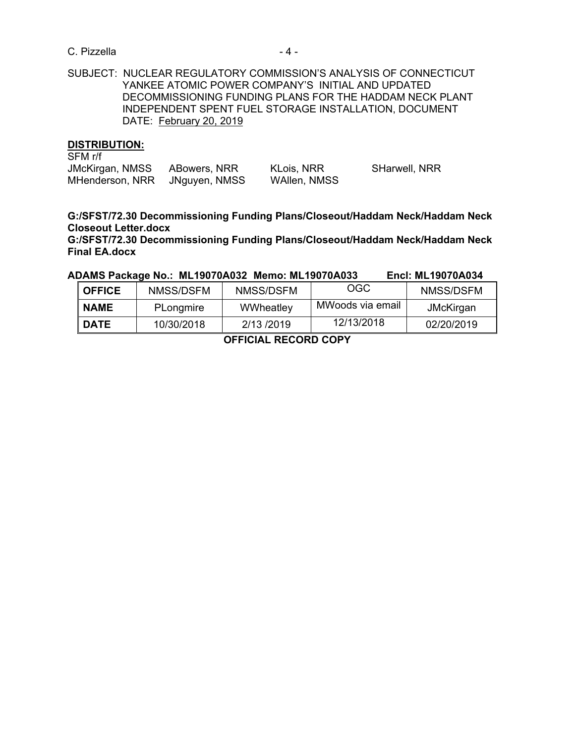SUBJECT: NUCLEAR REGULATORY COMMISSION'S ANALYSIS OF CONNECTICUT YANKEE ATOMIC POWER COMPANY'S INITIAL AND UPDATED DECOMMISSIONING FUNDING PLANS FOR THE HADDAM NECK PLANT INDEPENDENT SPENT FUEL STORAGE INSTALLATION, DOCUMENT DATE: February 20, 2019

**DISTRIBUTION:**

SFM r/f

| | | | |
|---|---|---|---|
| JMcKirgan, NMSS | ABowers, NRR | KLois, NRR | SHarwell, NRR |
| MHenderson, NRR | JNguyen, NMSS | WAllen, NMSS | |

**G:/SFST/72.30 Decommissioning Funding Plans/Closeout/Haddam Neck/Haddam Neck Closeout Letter.docx**
**G:/SFST/72.30 Decommissioning Funding Plans/Closeout/Haddam Neck/Haddam Neck Final EA.docx**

**ADAMS Package No.: ML19070A032 Memo: ML19070A033 Encl: ML19070A034**

| OFFICE | NMSS/DSFM | NMSS/DSFM | OGC | NMSS/DSFM |
|---|---|---|---|---|
| NAME | PLongmire | WWheatley | MWoods via email | JMcKirgan |
| DATE | 10/30/2018 | 2/13 /2019 | 12/13/2018 | 02/20/2019 |

**OFFICIAL RECORD COPY**